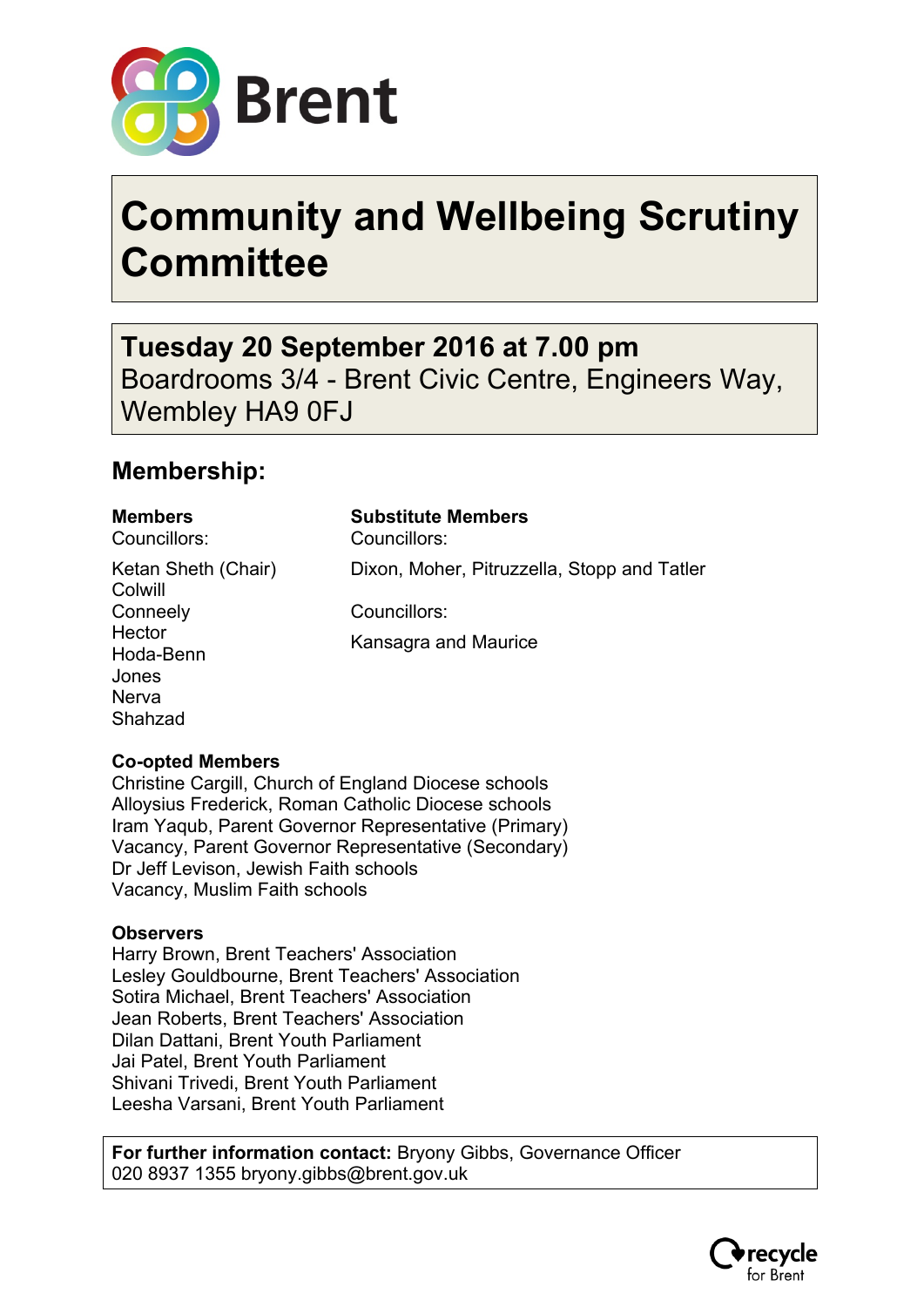Brent

# Community and Wellbeing Scrutiny Committee

**Tuesday 20 September 2016 at 7.00 pm**
Boardrooms 3/4 - Brent Civic Centre, Engineers Way, Wembley HA9 0FJ

## Membership:

| **Members** | **Substitute Members** |
|---|---|
| Councillors: | Councillors: |
| Ketan Sheth (Chair) | Dixon, Moher, Pitruzzella, Stopp and Tatler |
| Colwill | |
| Conneely | Councillors: |
| Hector | Kansagra and Maurice |
| Hoda-Benn | |
| Jones | |
| Nerva | |
| Shahzad | |

**Co-opted Members**
Christine Cargill, Church of England Diocese schools
Alloysius Frederick, Roman Catholic Diocese schools
Iram Yaqub, Parent Governor Representative (Primary)
Vacancy, Parent Governor Representative (Secondary)
Dr Jeff Levison, Jewish Faith schools
Vacancy, Muslim Faith schools

**Observers**
Harry Brown, Brent Teachers' Association
Lesley Gouldbourne, Brent Teachers' Association
Sotira Michael, Brent Teachers' Association
Jean Roberts, Brent Teachers' Association
Dilan Dattani, Brent Youth Parliament
Jai Patel, Brent Youth Parliament
Shivani Trivedi, Brent Youth Parliament
Leesha Varsani, Brent Youth Parliament

**For further information contact:** Bryony Gibbs, Governance Officer
020 8937 1355 bryony.gibbs@brent.gov.uk

recycle for Brent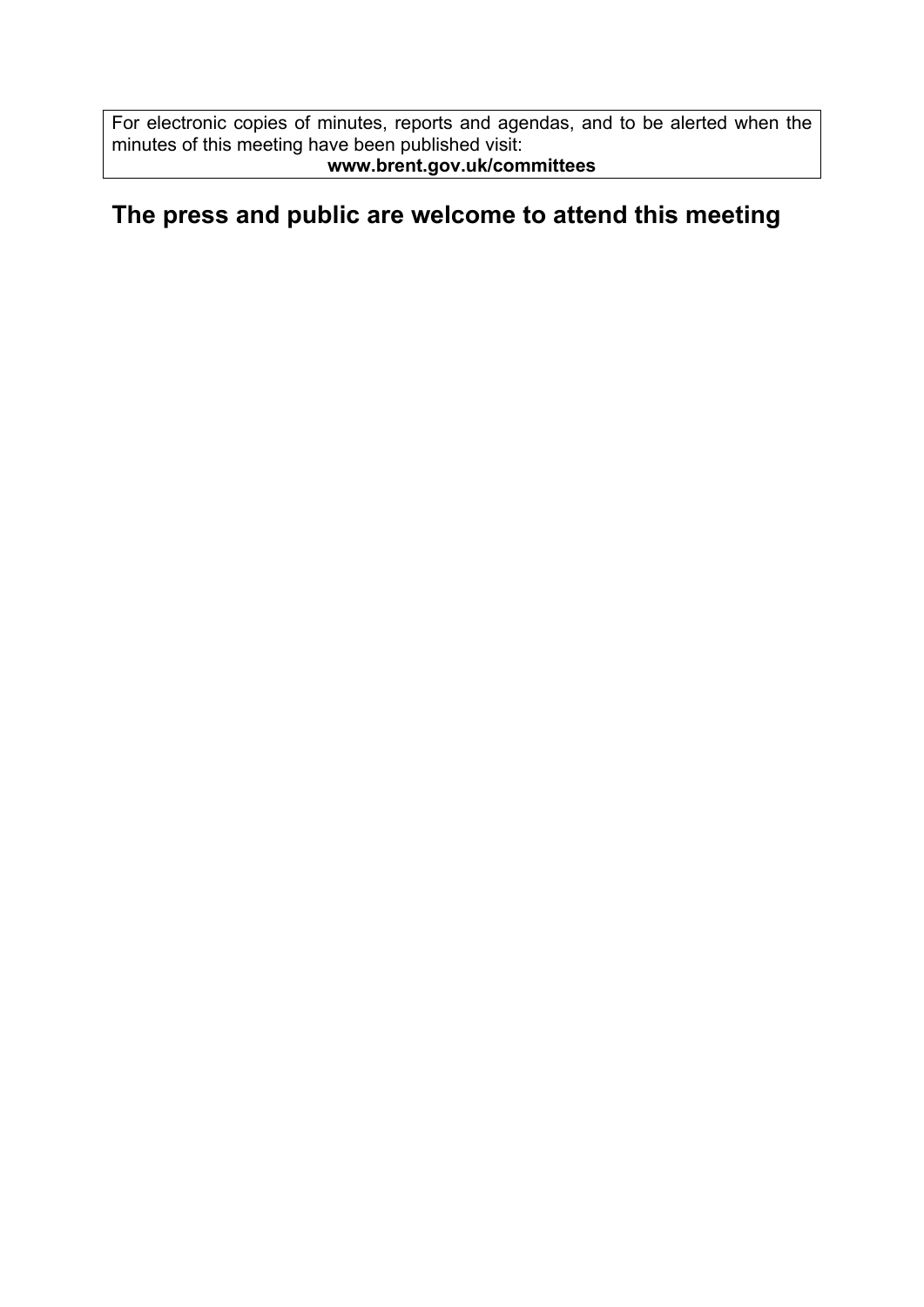For electronic copies of minutes, reports and agendas, and to be alerted when the minutes of this meeting have been published visit:

**www.brent.gov.uk/committees**

## The press and public are welcome to attend this meeting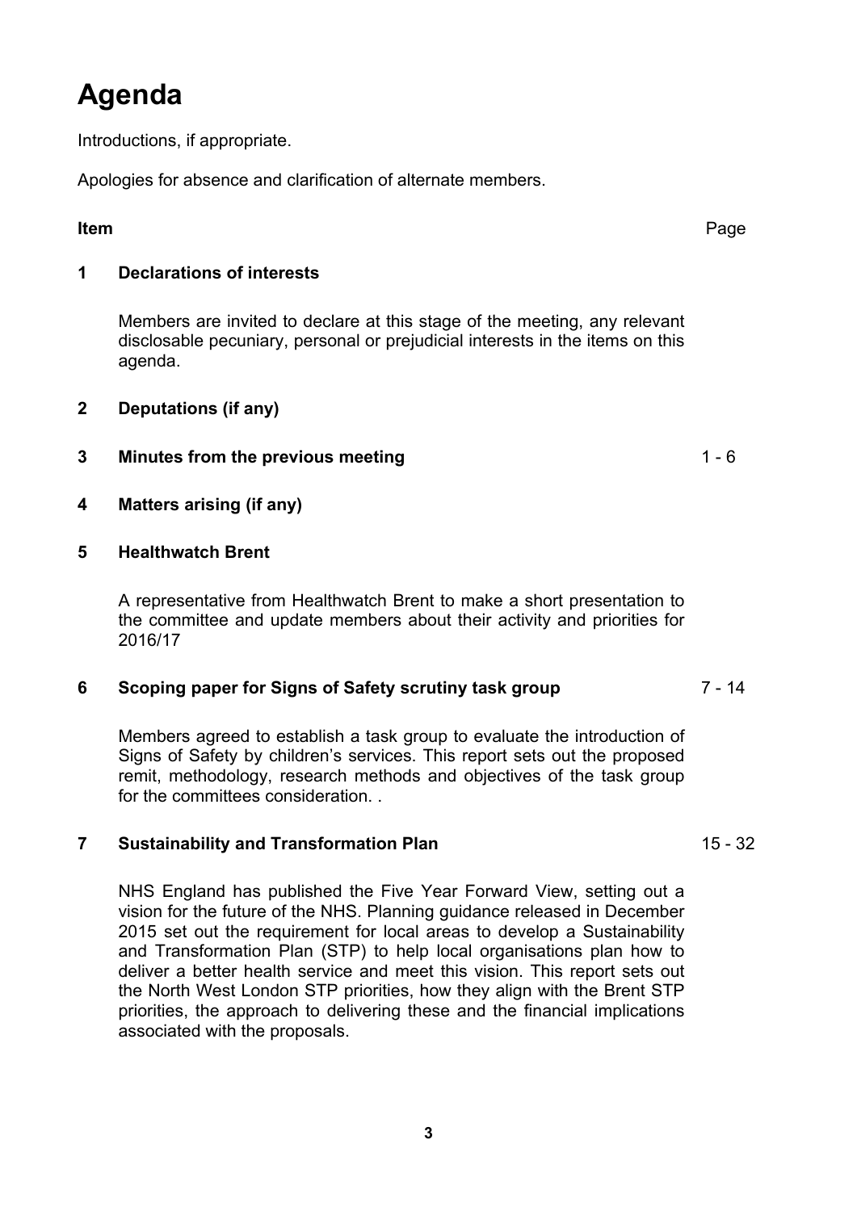# Agenda

Introductions, if appropriate.

Apologies for absence and clarification of alternate members.

| Item | | Page |
|---|---|---|
| **1** | **Declarations of interests**<br><br>Members are invited to declare at this stage of the meeting, any relevant disclosable pecuniary, personal or prejudicial interests in the items on this agenda. | |
| **2** | **Deputations (if any)** | |
| **3** | **Minutes from the previous meeting** | 1 - 6 |
| **4** | **Matters arising (if any)** | |
| **5** | **Healthwatch Brent**<br><br>A representative from Healthwatch Brent to make a short presentation to the committee and update members about their activity and priorities for 2016/17 | |
| **6** | **Scoping paper for Signs of Safety scrutiny task group**<br><br>Members agreed to establish a task group to evaluate the introduction of Signs of Safety by children's services. This report sets out the proposed remit, methodology, research methods and objectives of the task group for the committees consideration. . | 7 - 14 |
| **7** | **Sustainability and Transformation Plan**<br><br>NHS England has published the Five Year Forward View, setting out a vision for the future of the NHS. Planning guidance released in December 2015 set out the requirement for local areas to develop a Sustainability and Transformation Plan (STP) to help local organisations plan how to deliver a better health service and meet this vision. This report sets out the North West London STP priorities, how they align with the Brent STP priorities, the approach to delivering these and the financial implications associated with the proposals. | 15 - 32 |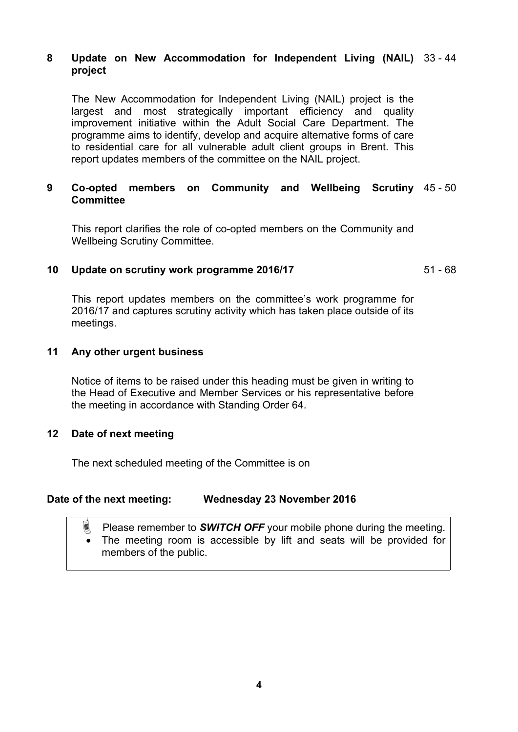**8 Update on New Accommodation for Independent Living (NAIL) project** 33 - 44

The New Accommodation for Independent Living (NAIL) project is the largest and most strategically important efficiency and quality improvement initiative within the Adult Social Care Department. The programme aims to identify, develop and acquire alternative forms of care to residential care for all vulnerable adult client groups in Brent. This report updates members of the committee on the NAIL project.

**9 Co-opted members on Community and Wellbeing Scrutiny Committee** 45 - 50

This report clarifies the role of co-opted members on the Community and Wellbeing Scrutiny Committee.

**10 Update on scrutiny work programme 2016/17** 51 - 68

This report updates members on the committee's work programme for 2016/17 and captures scrutiny activity which has taken place outside of its meetings.

**11 Any other urgent business**

Notice of items to be raised under this heading must be given in writing to the Head of Executive and Member Services or his representative before the meeting in accordance with Standing Order 64.

**12 Date of next meeting**

The next scheduled meeting of the Committee is on

**Date of the next meeting: Wednesday 23 November 2016**

- Please remember to ***SWITCH OFF*** your mobile phone during the meeting.
- The meeting room is accessible by lift and seats will be provided for members of the public.